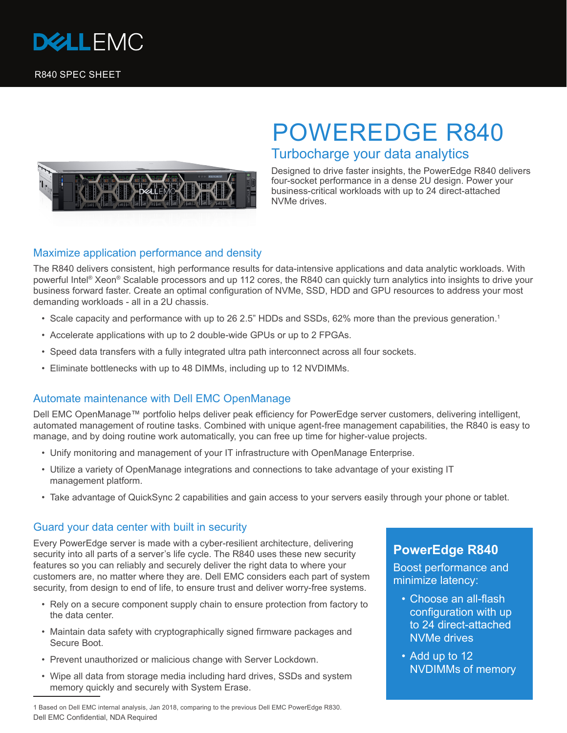R840 SPEC SHEET

# POWEREDGE R840

## Turbocharge your data analytics

Designed to drive faster insights, the PowerEdge R840 delivers four-socket performance in a dense 2U design. Power your business-critical workloads with up to 24 direct-attached NVMe drives.

## Maximize application performance and density

The R840 delivers consistent, high performance results for data-intensive applications and data analytic workloads. With powerful Intel® Xeon® Scalable processors and up 112 cores, the R840 can quickly turn analytics into insights to drive your business forward faster. Create an optimal configuration of NVMe, SSD, HDD and GPU resources to address your most demanding workloads - all in a 2U chassis.

- Scale capacity and performance with up to 26 2.5" HDDs and SSDs, 62% more than the previous generation.[1]
- Accelerate applications with up to 2 double-wide GPUs or up to 2 FPGAs.
- Speed data transfers with a fully integrated ultra path interconnect across all four sockets.
- Eliminate bottlenecks with up to 48 DIMMs, including up to 12 NVDIMMs.

## Automate maintenance with Dell EMC OpenManage

Dell EMC OpenManage™ portfolio helps deliver peak efficiency for PowerEdge server customers, delivering intelligent, automated management of routine tasks. Combined with unique agent-free management capabilities, the R840 is easy to manage, and by doing routine work automatically, you can free up time for higher-value projects.

- Unify monitoring and management of your IT infrastructure with OpenManage Enterprise.
- Utilize a variety of OpenManage integrations and connections to take advantage of your existing IT management platform.
- Take advantage of QuickSync 2 capabilities and gain access to your servers easily through your phone or tablet.

## Guard your data center with built in security

Every PowerEdge server is made with a cyber-resilient architecture, delivering security into all parts of a server's life cycle. The R840 uses these new security features so you can reliably and securely deliver the right data to where your customers are, no matter where they are. Dell EMC considers each part of system security, from design to end of life, to ensure trust and deliver worry-free systems.

- Rely on a secure component supply chain to ensure protection from factory to the data center.
- Maintain data safety with cryptographically signed firmware packages and Secure Boot.
- Prevent unauthorized or malicious change with Server Lockdown.
- Wipe all data from storage media including hard drives, SSDs and system memory quickly and securely with System Erase.

### PowerEdge R840

Boost performance and minimize latency:

- Choose an all-flash configuration with up to 24 direct-attached NVMe drives
- Add up to 12 NVDIMMs of memory

1 Based on Dell EMC internal analysis, Jan 2018, comparing to the previous Dell EMC PowerEdge R830.
Dell EMC Confidential, NDA Required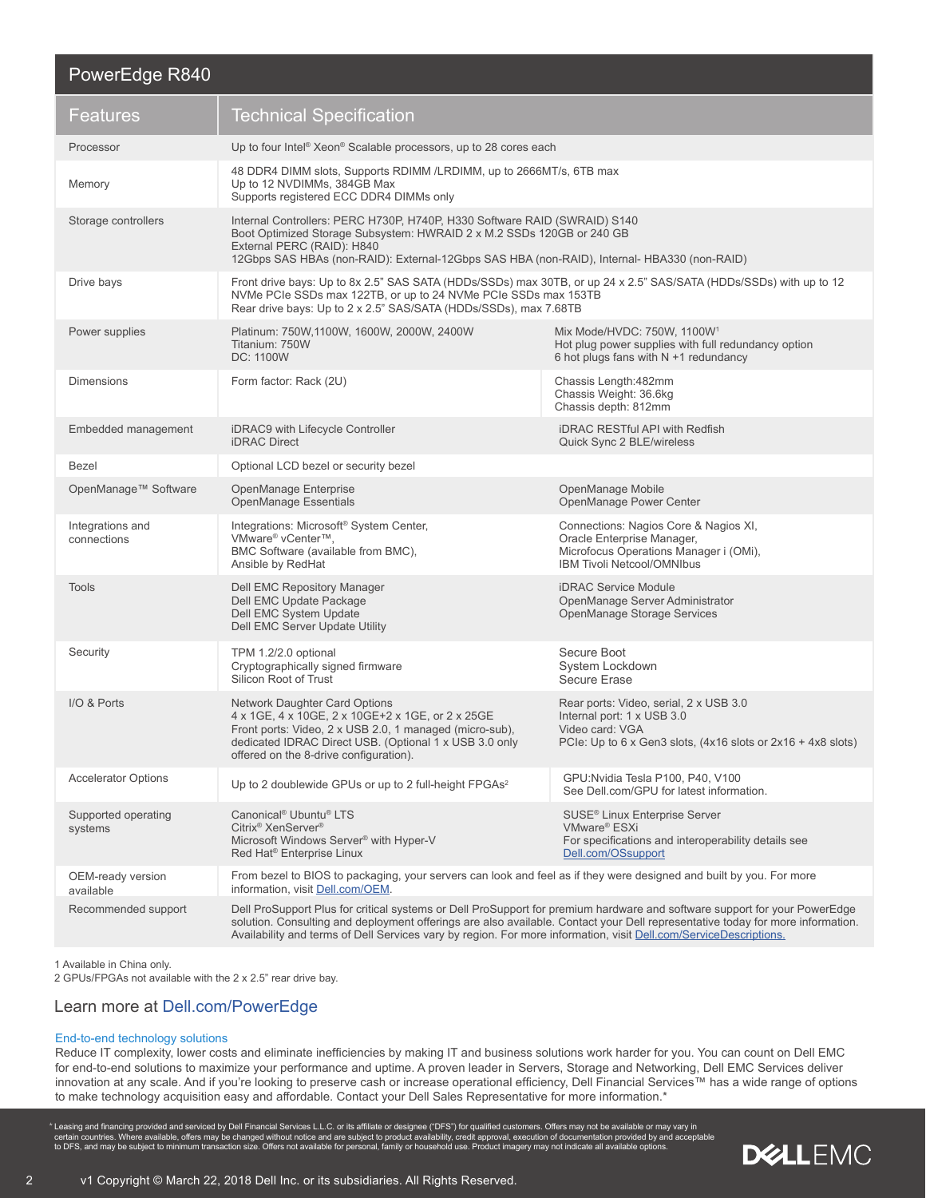## PowerEdge R840

| Features | Technical Specification | |
| --- | --- | --- |
| Processor | Up to four Intel® Xeon® Scalable processors, up to 28 cores each | |
| Memory | 48 DDR4 DIMM slots, Supports RDIMM /LRDIMM, up to 2666MT/s, 6TB max<br>Up to 12 NVDIMMs, 384GB Max<br>Supports registered ECC DDR4 DIMMs only | |
| Storage controllers | Internal Controllers: PERC H730P, H740P, H330 Software RAID (SWRAID) S140<br>Boot Optimized Storage Subsystem: HWRAID 2 x M.2 SSDs 120GB or 240 GB<br>External PERC (RAID): H840<br>12Gbps SAS HBAs (non-RAID): External-12Gbps SAS HBA (non-RAID), Internal- HBA330 (non-RAID) | |
| Drive bays | Front drive bays: Up to 8x 2.5" SAS SATA (HDDs/SSDs) max 30TB, or up 24 x 2.5" SAS/SATA (HDDs/SSDs) with up to 12 NVMe PCIe SSDs max 122TB, or up to 24 NVMe PCIe SSDs max 153TB<br>Rear drive bays: Up to 2 x 2.5" SAS/SATA (HDDs/SSDs), max 7.68TB | |
| Power supplies | Platinum: 750W,1100W, 1600W, 2000W, 2400W<br>Titanium: 750W<br>DC: 1100W | Mix Mode/HVDC: 750W, 1100W[1]<br>Hot plug power supplies with full redundancy option<br>6 hot plugs fans with N +1 redundancy |
| Dimensions | Form factor: Rack (2U) | Chassis Length:482mm<br>Chassis Weight: 36.6kg<br>Chassis depth: 812mm |
| Embedded management | iDRAC9 with Lifecycle Controller<br>iDRAC Direct | iDRAC RESTful API with Redfish<br>Quick Sync 2 BLE/wireless |
| Bezel | Optional LCD bezel or security bezel | |
| OpenManage™ Software | OpenManage Enterprise<br>OpenManage Essentials | OpenManage Mobile<br>OpenManage Power Center |
| Integrations and connections | Integrations: Microsoft® System Center,<br>VMware® vCenter™,<br>BMC Software (available from BMC),<br>Ansible by RedHat | Connections: Nagios Core & Nagios XI,<br>Oracle Enterprise Manager,<br>Microfocus Operations Manager i (OMi),<br>IBM Tivoli Netcool/OMNIbus |
| Tools | Dell EMC Repository Manager<br>Dell EMC Update Package<br>Dell EMC System Update<br>Dell EMC Server Update Utility | iDRAC Service Module<br>OpenManage Server Administrator<br>OpenManage Storage Services |
| Security | TPM 1.2/2.0 optional<br>Cryptographically signed firmware<br>Silicon Root of Trust | Secure Boot<br>System Lockdown<br>Secure Erase |
| I/O & Ports | Network Daughter Card Options<br>4 x 1GE, 4 x 10GE, 2 x 10GE+2 x 1GE, or 2 x 25GE<br>Front ports: Video, 2 x USB 2.0, 1 managed (micro-sub), dedicated IDRAC Direct USB. (Optional 1 x USB 3.0 only offered on the 8-drive configuration). | Rear ports: Video, serial, 2 x USB 3.0<br>Internal port: 1 x USB 3.0<br>Video card: VGA<br>PCIe: Up to 6 x Gen3 slots, (4x16 slots or 2x16 + 4x8 slots) |
| Accelerator Options | Up to 2 doublewide GPUs or up to 2 full-height FPGAs[2] | GPU:Nvidia Tesla P100, P40, V100<br>See Dell.com/GPU for latest information. |
| Supported operating systems | Canonical® Ubuntu® LTS<br>Citrix® XenServer®<br>Microsoft Windows Server® with Hyper-V<br>Red Hat® Enterprise Linux | SUSE® Linux Enterprise Server<br>VMware® ESXi<br>For specifications and interoperability details see Dell.com/OSsupport |
| OEM-ready version available | From bezel to BIOS to packaging, your servers can look and feel as if they were designed and built by you. For more information, visit Dell.com/OEM. | |
| Recommended support | Dell ProSupport Plus for critical systems or Dell ProSupport for premium hardware and software support for your PowerEdge solution. Consulting and deployment offerings are also available. Contact your Dell representative today for more information. Availability and terms of Dell Services vary by region. For more information, visit Dell.com/ServiceDescriptions. | |

1 Available in China only.
2 GPUs/FPGAs not available with the 2 x 2.5" rear drive bay.

## Learn more at Dell.com/PowerEdge

End-to-end technology solutions
Reduce IT complexity, lower costs and eliminate inefficiencies by making IT and business solutions work harder for you. You can count on Dell EMC for end-to-end solutions to maximize your performance and uptime. A proven leader in Servers, Storage and Networking, Dell EMC Services deliver innovation at any scale. And if you're looking to preserve cash or increase operational efficiency, Dell Financial Services™ has a wide range of options to make technology acquisition easy and affordable. Contact your Dell Sales Representative for more information.*

* Leasing and financing provided and serviced by Dell Financial Services L.L.C. or its affiliate or designee ("DFS") for qualified customers. Offers may not be available or may vary in certain countries. Where available, offers may be changed without notice and are subject to product availability, credit approval, execution of documentation provided by and acceptable to DFS, and may be subject to minimum transaction size. Offers not available for personal, family or household use. Product imagery may not indicate all available options.

DELL EMC

v1 Copyright © March 22, 2018 Dell Inc. or its subsidiaries. All Rights Reserved.